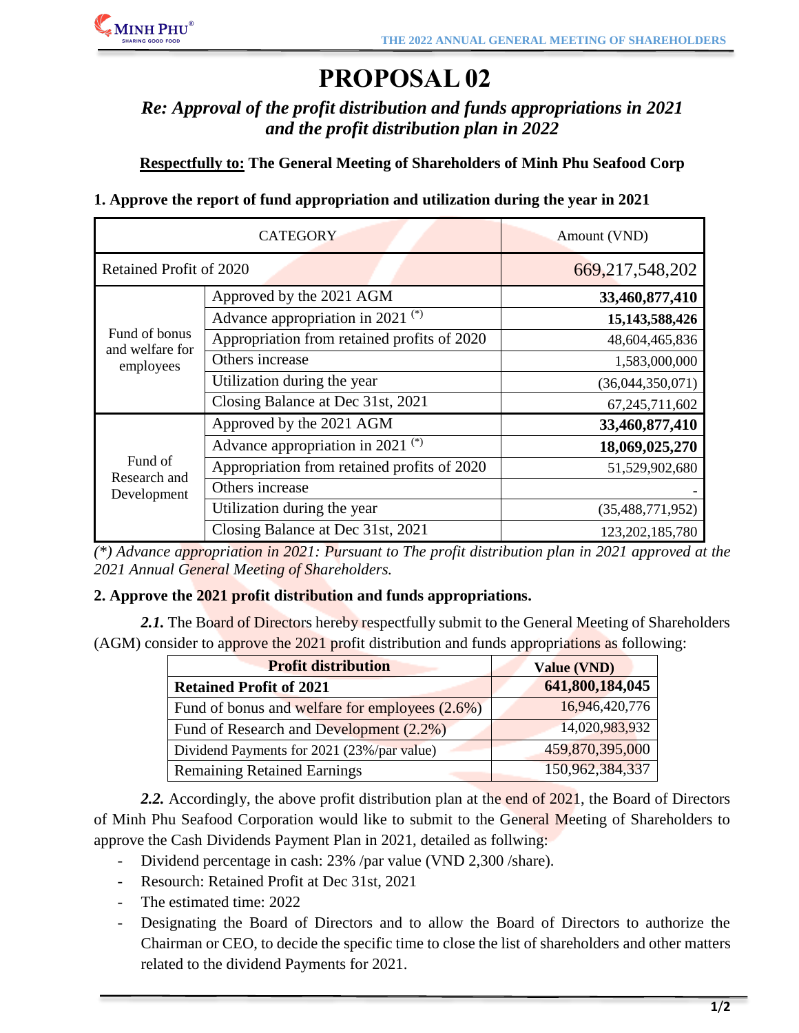# PROPOSAL 02

## *Re: Approval of the profit distribution and funds appropriations in 2021 and the profit distribution plan in 2022*

**Respectfully to: The General Meeting of Shareholders of Minh Phu Seafood Corp**

**1. Approve the report of fund appropriation and utilization during the year in 2021**

| CATEGORY | | Amount (VND) |
|---|---|---|
| Retained Profit of 2020 | | 669,217,548,202 |
| Fund of bonus and welfare for employees | Approved by the 2021 AGM | **33,460,877,410** |
| | Advance appropriation in 2021 (*) | **15,143,588,426** |
| | Appropriation from retained profits of 2020 | 48,604,465,836 |
| | Others increase | 1,583,000,000 |
| | Utilization during the year | (36,044,350,071) |
| | Closing Balance at Dec 31st, 2021 | 67,245,711,602 |
| Fund of Research and Development | Approved by the 2021 AGM | **33,460,877,410** |
| | Advance appropriation in 2021 (*) | **18,069,025,270** |
| | Appropriation from retained profits of 2020 | 51,529,902,680 |
| | Others increase | - |
| | Utilization during the year | (35,488,771,952) |
| | Closing Balance at Dec 31st, 2021 | 123,202,185,780 |

*(*) Advance appropriation in 2021: Pursuant to The profit distribution plan in 2021 approved at the 2021 Annual General Meeting of Shareholders.*

**2. Approve the 2021 profit distribution and funds appropriations.**

***2.1.*** The Board of Directors hereby respectfully submit to the General Meeting of Shareholders (AGM) consider to approve the 2021 profit distribution and funds appropriations as following:

| Profit distribution | Value (VND) |
|---|---|
| **Retained Profit of 2021** | **641,800,184,045** |
| Fund of bonus and welfare for employees (2.6%) | 16,946,420,776 |
| Fund of Research and Development (2.2%) | 14,020,983,932 |
| Dividend Payments for 2021 (23%/par value) | 459,870,395,000 |
| Remaining Retained Earnings | 150,962,384,337 |

***2.2.*** Accordingly, the above profit distribution plan at the end of 2021, the Board of Directors of Minh Phu Seafood Corporation would like to submit to the General Meeting of Shareholders to approve the Cash Dividends Payment Plan in 2021, detailed as follwing:

- Dividend percentage in cash: 23% /par value (VND 2,300 /share).
- Resourch: Retained Profit at Dec 31st, 2021
- The estimated time: 2022
- Designating the Board of Directors and to allow the Board of Directors to authorize the Chairman or CEO, to decide the specific time to close the list of shareholders and other matters related to the dividend Payments for 2021.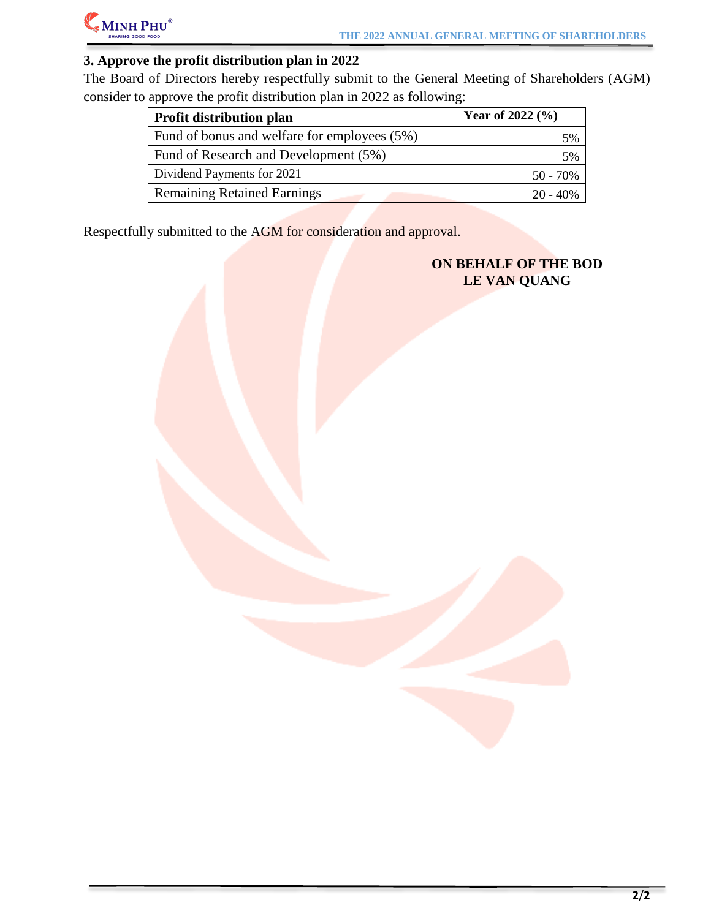### 3. Approve the profit distribution plan in 2022

The Board of Directors hereby respectfully submit to the General Meeting of Shareholders (AGM) consider to approve the profit distribution plan in 2022 as following:

| Profit distribution plan | Year of 2022 (%) |
| --- | --- |
| Fund of bonus and welfare for employees (5%) | 5% |
| Fund of Research and Development (5%) | 5% |
| Dividend Payments for 2021 | 50 - 70% |
| Remaining Retained Earnings | 20 - 40% |

Respectfully submitted to the AGM for consideration and approval.

**ON BEHALF OF THE BOD**
**LE VAN QUANG**